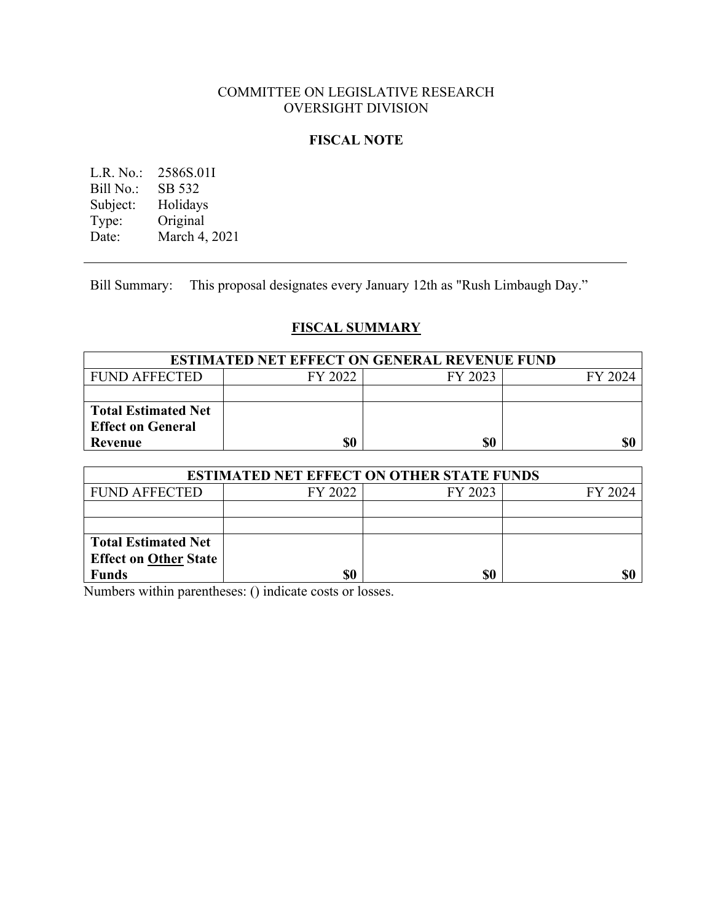COMMITTEE ON LEGISLATIVE RESEARCH
OVERSIGHT DIVISION

**FISCAL NOTE**

L.R. No.: 2586S.01I
Bill No.: SB 532
Subject: Holidays
Type: Original
Date: March 4, 2021

---

Bill Summary: This proposal designates every January 12th as "Rush Limbaugh Day."

## FISCAL SUMMARY

| ESTIMATED NET EFFECT ON GENERAL REVENUE FUND | | | |
|---|---|---|---|
| FUND AFFECTED | FY 2022 | FY 2023 | FY 2024 |
| | | | |
| **Total Estimated Net Effect on General Revenue** | **$0** | **$0** | **$0** |

| ESTIMATED NET EFFECT ON OTHER STATE FUNDS | | | |
|---|---|---|---|
| FUND AFFECTED | FY 2022 | FY 2023 | FY 2024 |
| | | | |
| | | | |
| **Total Estimated Net Effect on Other State Funds** | **$0** | **$0** | **$0** |

Numbers within parentheses: () indicate costs or losses.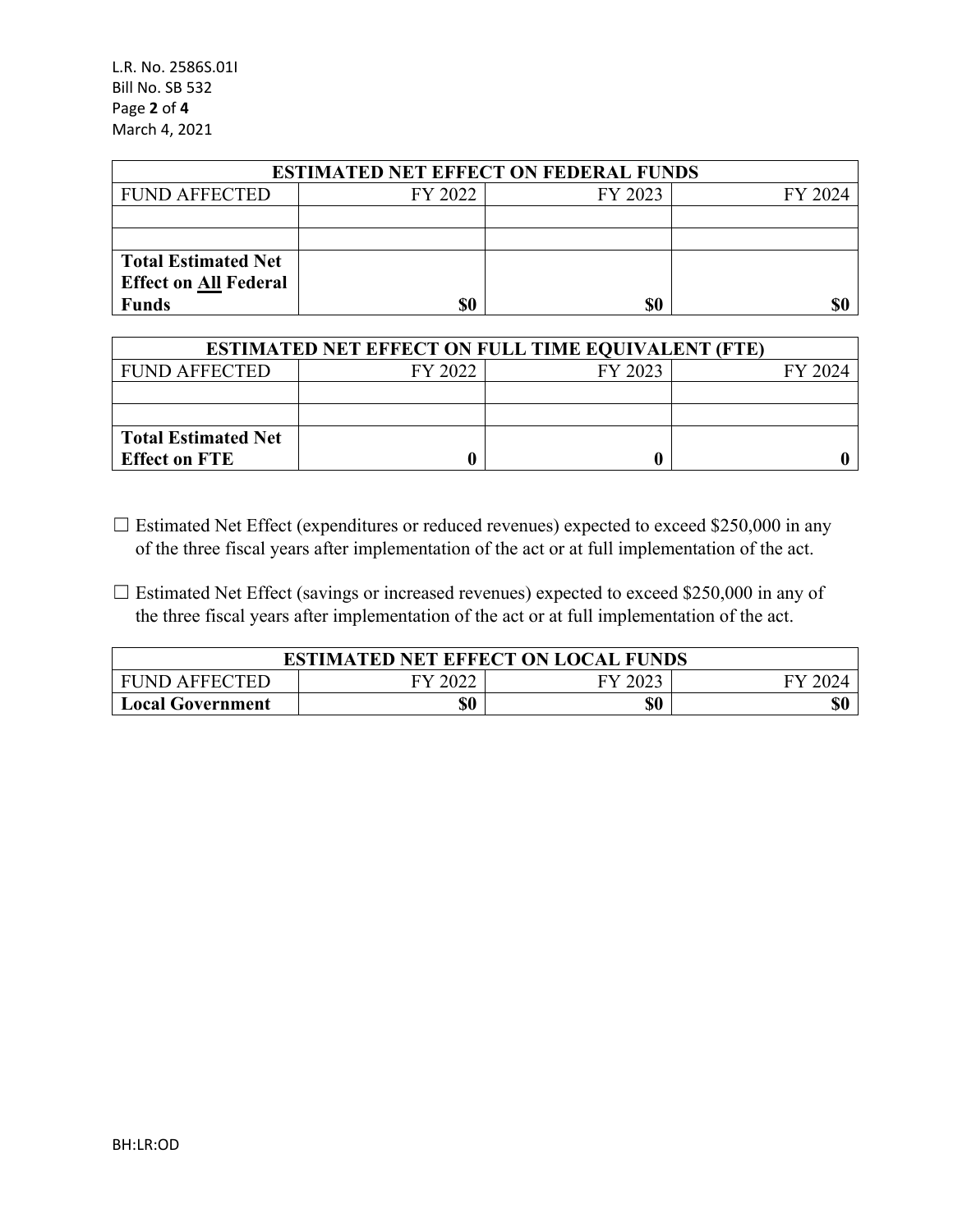| ESTIMATED NET EFFECT ON FEDERAL FUNDS | | | |
|---|---|---|---|
| FUND AFFECTED | FY 2022 | FY 2023 | FY 2024 |
| | | | |
| | | | |
| **Total Estimated Net Effect on All Federal Funds** | **$0** | **$0** | **$0** |

| ESTIMATED NET EFFECT ON FULL TIME EQUIVALENT (FTE) | | | |
|---|---|---|---|
| FUND AFFECTED | FY 2022 | FY 2023 | FY 2024 |
| | | | |
| | | | |
| **Total Estimated Net Effect on FTE** | **0** | **0** | **0** |

☐ Estimated Net Effect (expenditures or reduced revenues) expected to exceed $250,000 in any of the three fiscal years after implementation of the act or at full implementation of the act.

☐ Estimated Net Effect (savings or increased revenues) expected to exceed $250,000 in any of the three fiscal years after implementation of the act or at full implementation of the act.

| ESTIMATED NET EFFECT ON LOCAL FUNDS | | | |
|---|---|---|---|
| FUND AFFECTED | FY 2022 | FY 2023 | FY 2024 |
| **Local Government** | **$0** | **$0** | **$0** |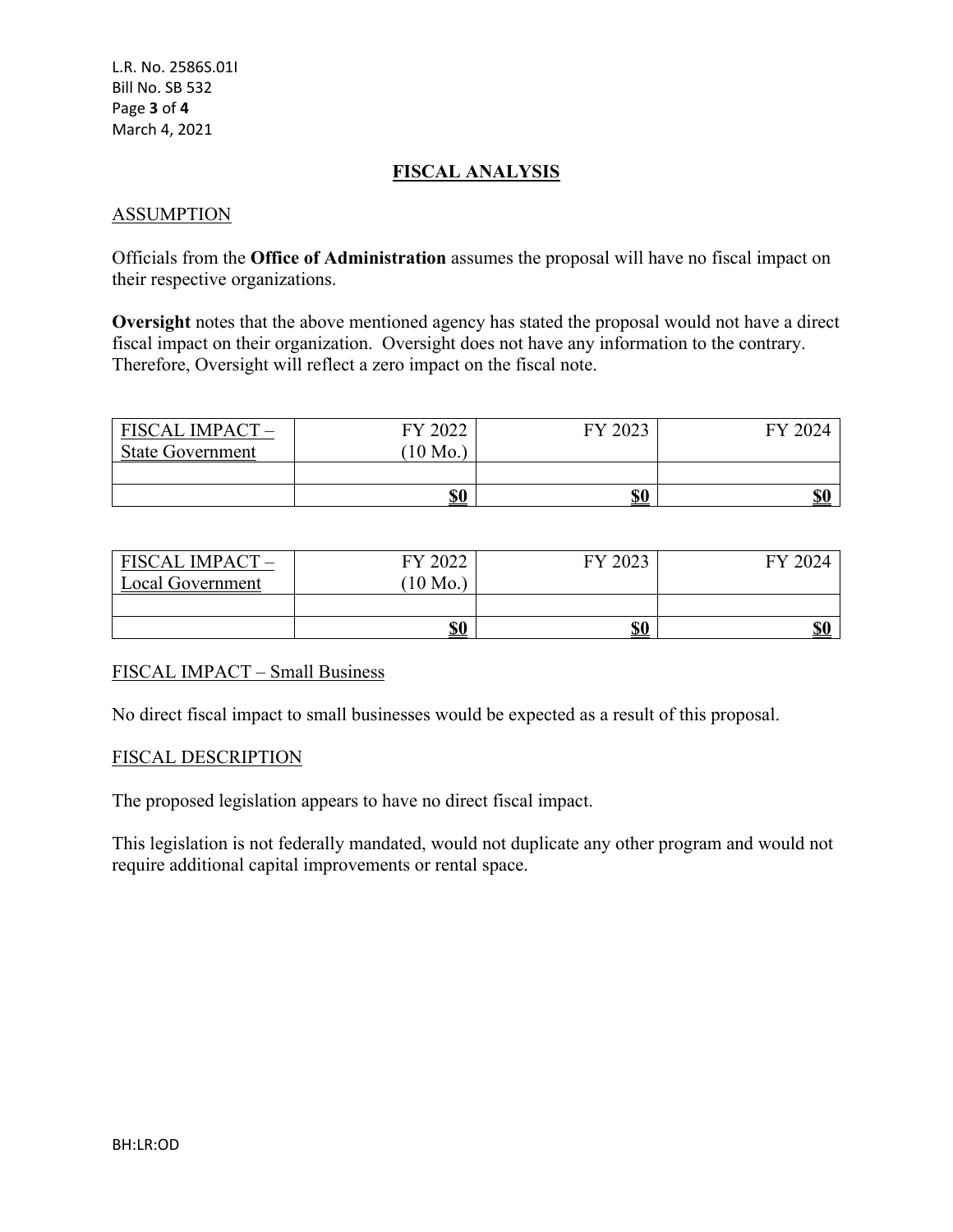## FISCAL ANALYSIS

### ASSUMPTION

Officials from the **Office of Administration** assumes the proposal will have no fiscal impact on their respective organizations.

**Oversight** notes that the above mentioned agency has stated the proposal would not have a direct fiscal impact on their organization. Oversight does not have any information to the contrary. Therefore, Oversight will reflect a zero impact on the fiscal note.

| FISCAL IMPACT – State Government | FY 2022 (10 Mo.) | FY 2023 | FY 2024 |
|---|---|---|---|
| | | | |
| | **$0** | **$0** | **$0** |

| FISCAL IMPACT – Local Government | FY 2022 (10 Mo.) | FY 2023 | FY 2024 |
|---|---|---|---|
| | | | |
| | **$0** | **$0** | **$0** |

### FISCAL IMPACT – Small Business

No direct fiscal impact to small businesses would be expected as a result of this proposal.

### FISCAL DESCRIPTION

The proposed legislation appears to have no direct fiscal impact.

This legislation is not federally mandated, would not duplicate any other program and would not require additional capital improvements or rental space.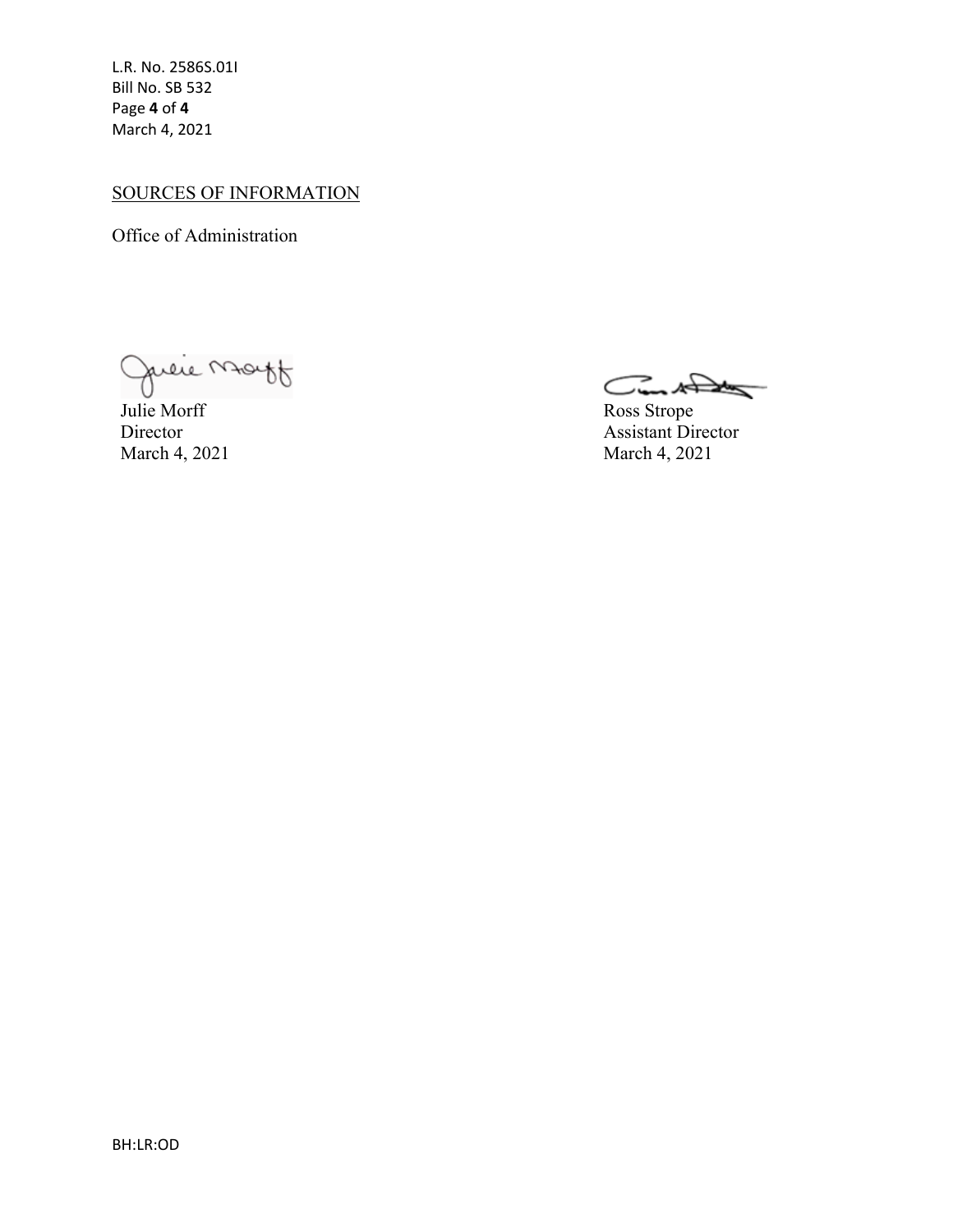SOURCES OF INFORMATION

Office of Administration

Julie Morff
Director
March 4, 2021

Ross Strope
Assistant Director
March 4, 2021

BH:LR:OD